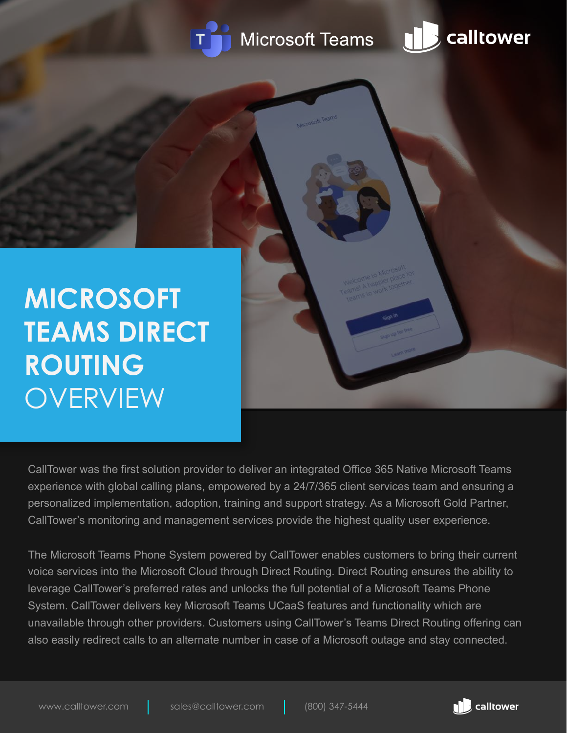# MICROSOFT TEAMS DIRECT ROUTING OVERVIEW

CallTower was the first solution provider to deliver an integrated Office 365 Native Microsoft Teams experience with global calling plans, empowered by a 24/7/365 client services team and ensuring a personalized implementation, adoption, training and support strategy. As a Microsoft Gold Partner, CallTower's monitoring and management services provide the highest quality user experience.

The Microsoft Teams Phone System powered by CallTower enables customers to bring their current voice services into the Microsoft Cloud through Direct Routing. Direct Routing ensures the ability to leverage CallTower's preferred rates and unlocks the full potential of a Microsoft Teams Phone System. CallTower delivers key Microsoft Teams UCaaS features and functionality which are unavailable through other providers. Customers using CallTower's Teams Direct Routing offering can also easily redirect calls to an alternate number in case of a Microsoft outage and stay connected.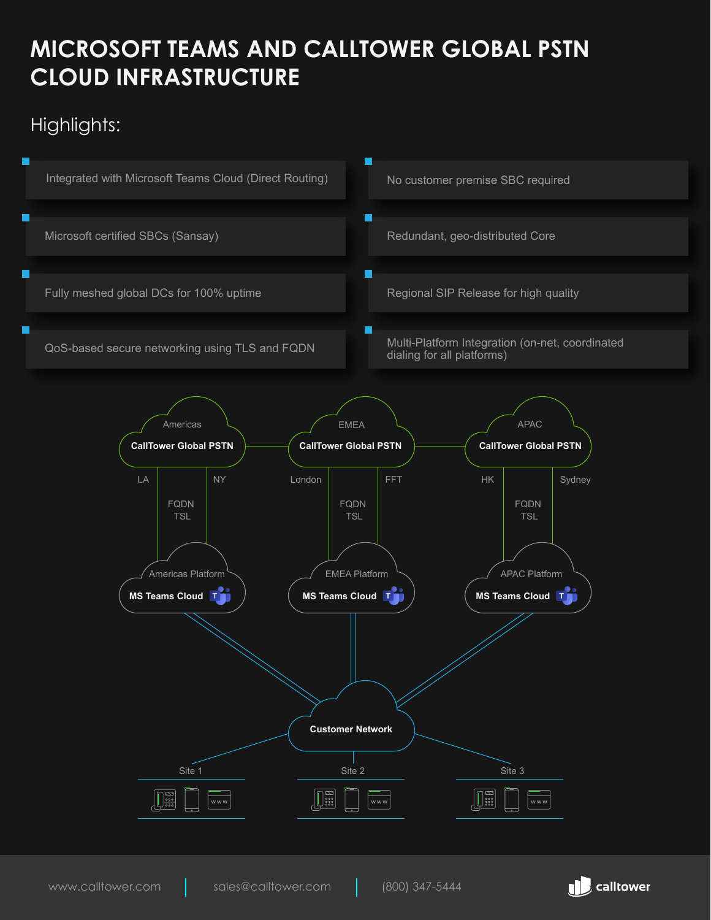# MICROSOFT TEAMS AND CALLTOWER GLOBAL PSTN CLOUD INFRASTRUCTURE

## Highlights:

- Integrated with Microsoft Teams Cloud (Direct Routing)
- No customer premise SBC required
- Microsoft certified SBCs (Sansay)
- Redundant, geo-distributed Core
- Fully meshed global DCs for 100% uptime
- Regional SIP Release for high quality
- QoS-based secure networking using TLS and FQDN
- Multi-Platform Integration (on-net, coordinated dialing for all platforms)

Americas
**CallTower Global PSTN**
LA NY
FQDN
TSL
Americas Platform
**MS Teams Cloud**

EMEA
**CallTower Global PSTN**
London FFT
FQDN
TSL
EMEA Platform
**MS Teams Cloud**

APAC
**CallTower Global PSTN**
HK Sydney
FQDN
TSL
APAC Platform
**MS Teams Cloud**

**Customer Network**

Site 1

Site 2

Site 3

www.calltower.com | sales@calltower.com | (800) 347-5444

calltower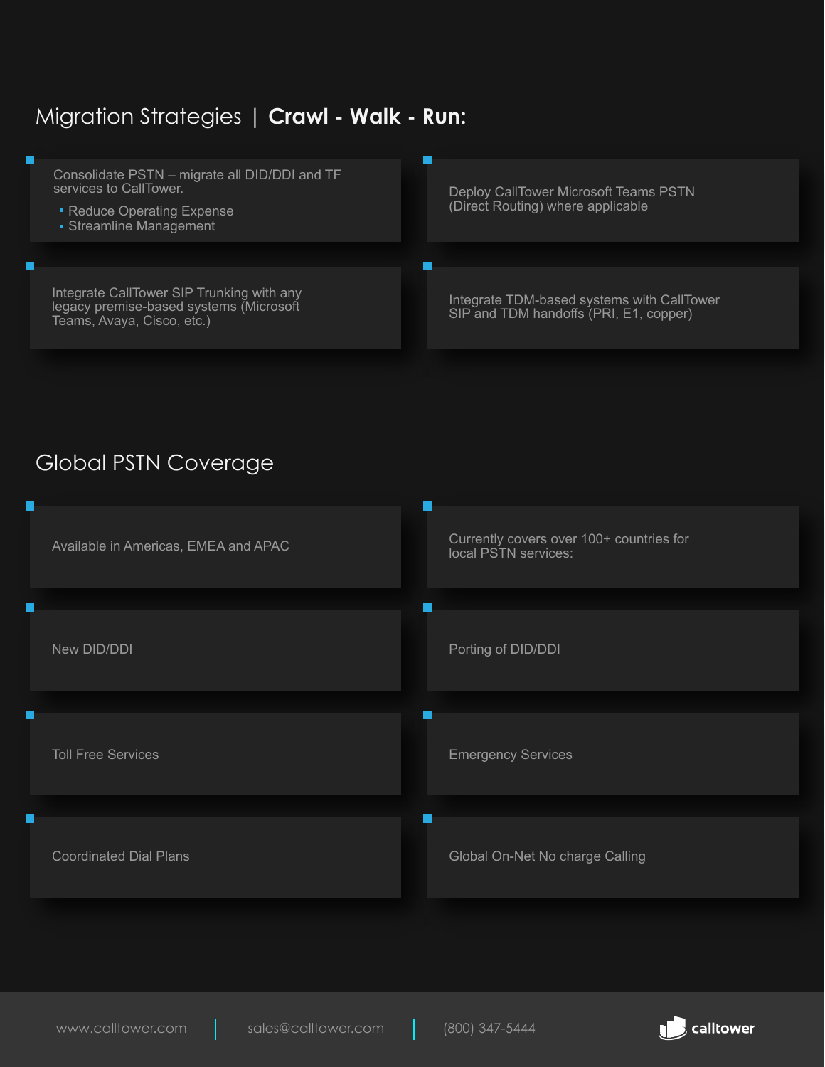## Migration Strategies | **Crawl - Walk - Run:**

- Consolidate PSTN – migrate all DID/DDI and TF services to CallTower.
  - Reduce Operating Expense
  - Streamline Management
- Deploy CallTower Microsoft Teams PSTN (Direct Routing) where applicable
- Integrate CallTower SIP Trunking with any legacy premise-based systems (Microsoft Teams, Avaya, Cisco, etc.)
- Integrate TDM-based systems with CallTower SIP and TDM handoffs (PRI, E1, copper)

## Global PSTN Coverage

- Available in Americas, EMEA and APAC
- Currently covers over 100+ countries for local PSTN services:
- New DID/DDI
- Porting of DID/DDI
- Toll Free Services
- Emergency Services
- Coordinated Dial Plans
- Global On-Net No charge Calling

www.calltower.com | sales@calltower.com | (800) 347-5444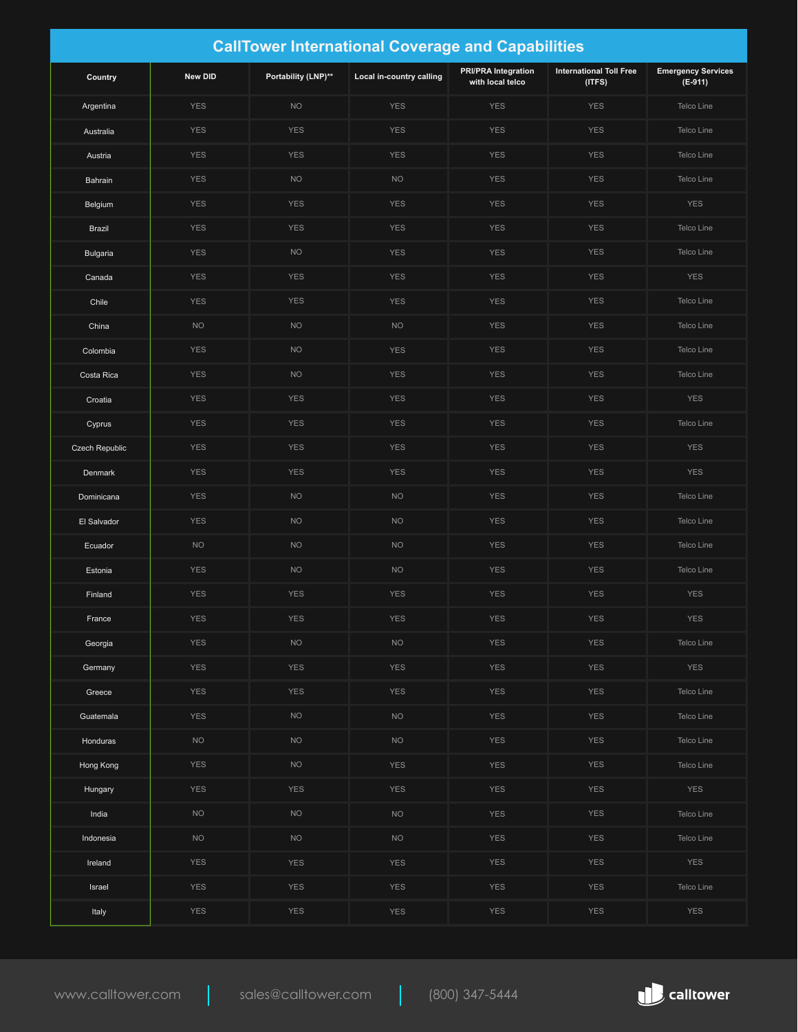# CallTower International Coverage and Capabilities

| Country | New DID | Portability (LNP)** | Local in-country calling | PRI/PRA Integration with local telco | International Toll Free (ITFS) | Emergency Services (E-911) |
|---|---|---|---|---|---|---|
| Argentina | YES | NO | YES | YES | YES | Telco Line |
| Australia | YES | YES | YES | YES | YES | Telco Line |
| Austria | YES | YES | YES | YES | YES | Telco Line |
| Bahrain | YES | NO | NO | YES | YES | Telco Line |
| Belgium | YES | YES | YES | YES | YES | YES |
| Brazil | YES | YES | YES | YES | YES | Telco Line |
| Bulgaria | YES | NO | YES | YES | YES | Telco Line |
| Canada | YES | YES | YES | YES | YES | YES |
| Chile | YES | YES | YES | YES | YES | Telco Line |
| China | NO | NO | NO | YES | YES | Telco Line |
| Colombia | YES | NO | YES | YES | YES | Telco Line |
| Costa Rica | YES | NO | YES | YES | YES | Telco Line |
| Croatia | YES | YES | YES | YES | YES | YES |
| Cyprus | YES | YES | YES | YES | YES | Telco Line |
| Czech Republic | YES | YES | YES | YES | YES | YES |
| Denmark | YES | YES | YES | YES | YES | YES |
| Dominicana | YES | NO | NO | YES | YES | Telco Line |
| El Salvador | YES | NO | NO | YES | YES | Telco Line |
| Ecuador | NO | NO | NO | YES | YES | Telco Line |
| Estonia | YES | NO | NO | YES | YES | Telco Line |
| Finland | YES | YES | YES | YES | YES | YES |
| France | YES | YES | YES | YES | YES | YES |
| Georgia | YES | NO | NO | YES | YES | Telco Line |
| Germany | YES | YES | YES | YES | YES | YES |
| Greece | YES | YES | YES | YES | YES | Telco Line |
| Guatemala | YES | NO | NO | YES | YES | Telco Line |
| Honduras | NO | NO | NO | YES | YES | Telco Line |
| Hong Kong | YES | NO | YES | YES | YES | Telco Line |
| Hungary | YES | YES | YES | YES | YES | YES |
| India | NO | NO | NO | YES | YES | Telco Line |
| Indonesia | NO | NO | NO | YES | YES | Telco Line |
| Ireland | YES | YES | YES | YES | YES | YES |
| Israel | YES | YES | YES | YES | YES | Telco Line |
| Italy | YES | YES | YES | YES | YES | YES |

www.calltower.com | sales@calltower.com | (800) 347-5444

calltower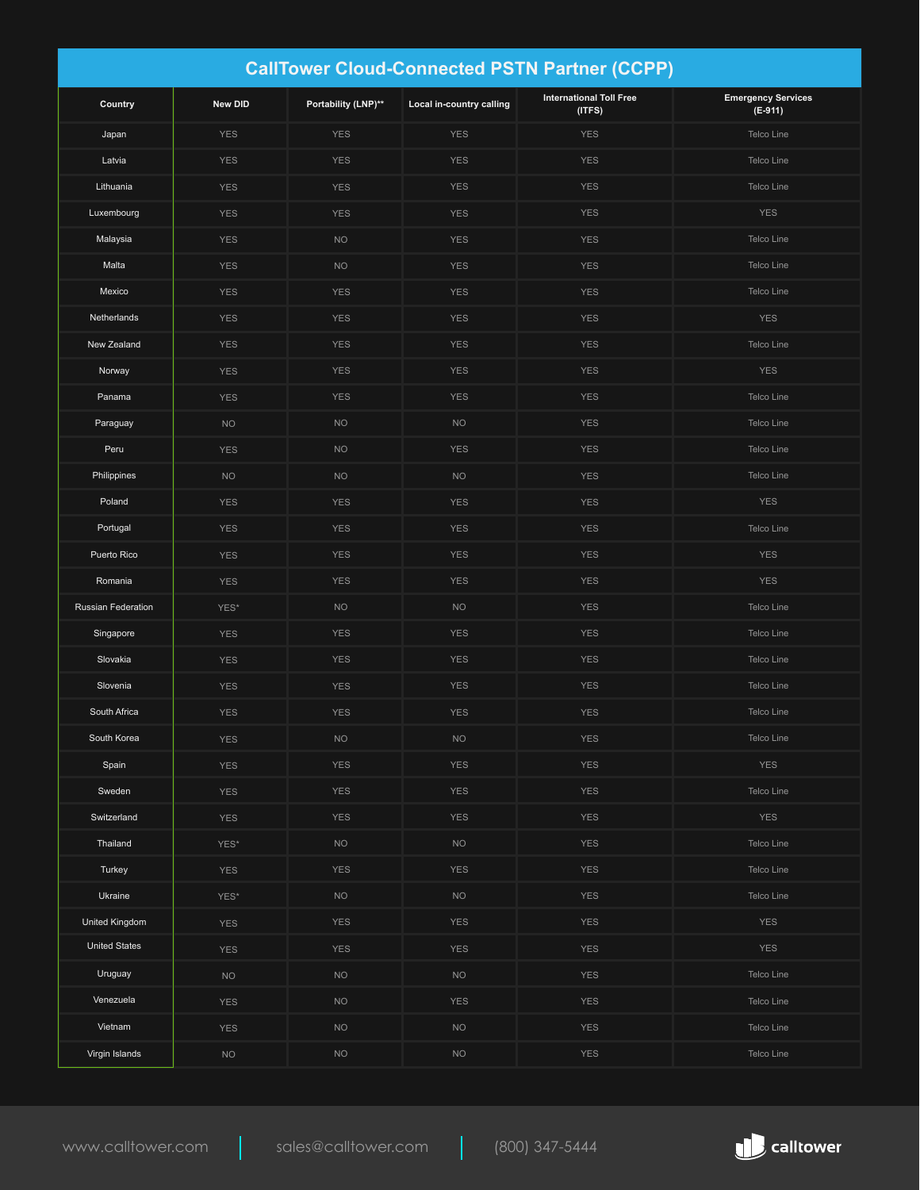| CallTower Cloud-Connected PSTN Partner (CCPP) | | | | | |
|---|---|---|---|---|---|
| Country | New DID | Portability (LNP)** | Local in-country calling | International Toll Free (ITFS) | Emergency Services (E-911) |
| Japan | YES | YES | YES | YES | Telco Line |
| Latvia | YES | YES | YES | YES | Telco Line |
| Lithuania | YES | YES | YES | YES | Telco Line |
| Luxembourg | YES | YES | YES | YES | YES |
| Malaysia | YES | NO | YES | YES | Telco Line |
| Malta | YES | NO | YES | YES | Telco Line |
| Mexico | YES | YES | YES | YES | Telco Line |
| Netherlands | YES | YES | YES | YES | YES |
| New Zealand | YES | YES | YES | YES | Telco Line |
| Norway | YES | YES | YES | YES | YES |
| Panama | YES | YES | YES | YES | Telco Line |
| Paraguay | NO | NO | NO | YES | Telco Line |
| Peru | YES | NO | YES | YES | Telco Line |
| Philippines | NO | NO | NO | YES | Telco Line |
| Poland | YES | YES | YES | YES | YES |
| Portugal | YES | YES | YES | YES | Telco Line |
| Puerto Rico | YES | YES | YES | YES | YES |
| Romania | YES | YES | YES | YES | YES |
| Russian Federation | YES* | NO | NO | YES | Telco Line |
| Singapore | YES | YES | YES | YES | Telco Line |
| Slovakia | YES | YES | YES | YES | Telco Line |
| Slovenia | YES | YES | YES | YES | Telco Line |
| South Africa | YES | YES | YES | YES | Telco Line |
| South Korea | YES | NO | NO | YES | Telco Line |
| Spain | YES | YES | YES | YES | YES |
| Sweden | YES | YES | YES | YES | Telco Line |
| Switzerland | YES | YES | YES | YES | YES |
| Thailand | YES* | NO | NO | YES | Telco Line |
| Turkey | YES | YES | YES | YES | Telco Line |
| Ukraine | YES* | NO | NO | YES | Telco Line |
| United Kingdom | YES | YES | YES | YES | YES |
| United States | YES | YES | YES | YES | YES |
| Uruguay | NO | NO | NO | YES | Telco Line |
| Venezuela | YES | NO | YES | YES | Telco Line |
| Vietnam | YES | NO | NO | YES | Telco Line |
| Virgin Islands | NO | NO | NO | YES | Telco Line |

www.calltower.com | sales@calltower.com | (800) 347-5444

calltower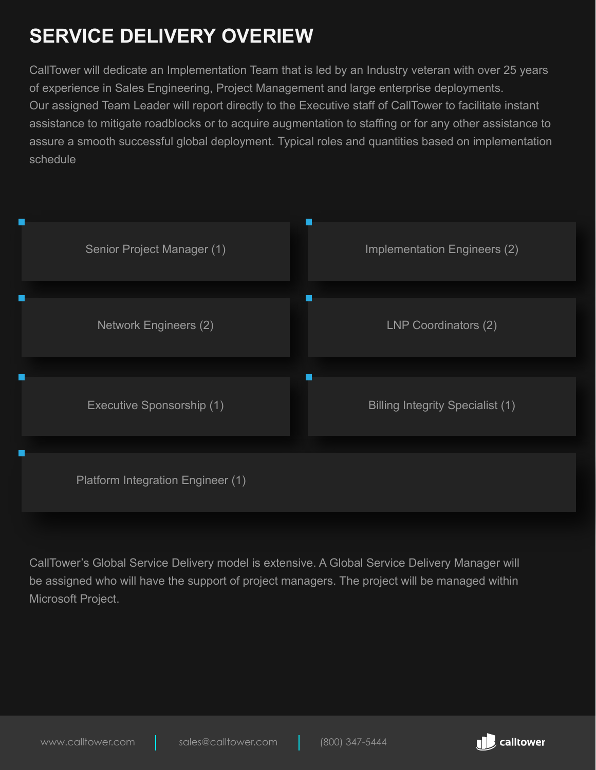# SERVICE DELIVERY OVERIEW

CallTower will dedicate an Implementation Team that is led by an Industry veteran with over 25 years of experience in Sales Engineering, Project Management and large enterprise deployments. Our assigned Team Leader will report directly to the Executive staff of CallTower to facilitate instant assistance to mitigate roadblocks or to acquire augmentation to staffing or for any other assistance to assure a smooth successful global deployment. Typical roles and quantities based on implementation schedule

- Senior Project Manager (1)
- Implementation Engineers (2)
- Network Engineers (2)
- LNP Coordinators (2)
- Executive Sponsorship (1)
- Billing Integrity Specialist (1)
- Platform Integration Engineer (1)

CallTower's Global Service Delivery model is extensive. A Global Service Delivery Manager will be assigned who will have the support of project managers. The project will be managed within Microsoft Project.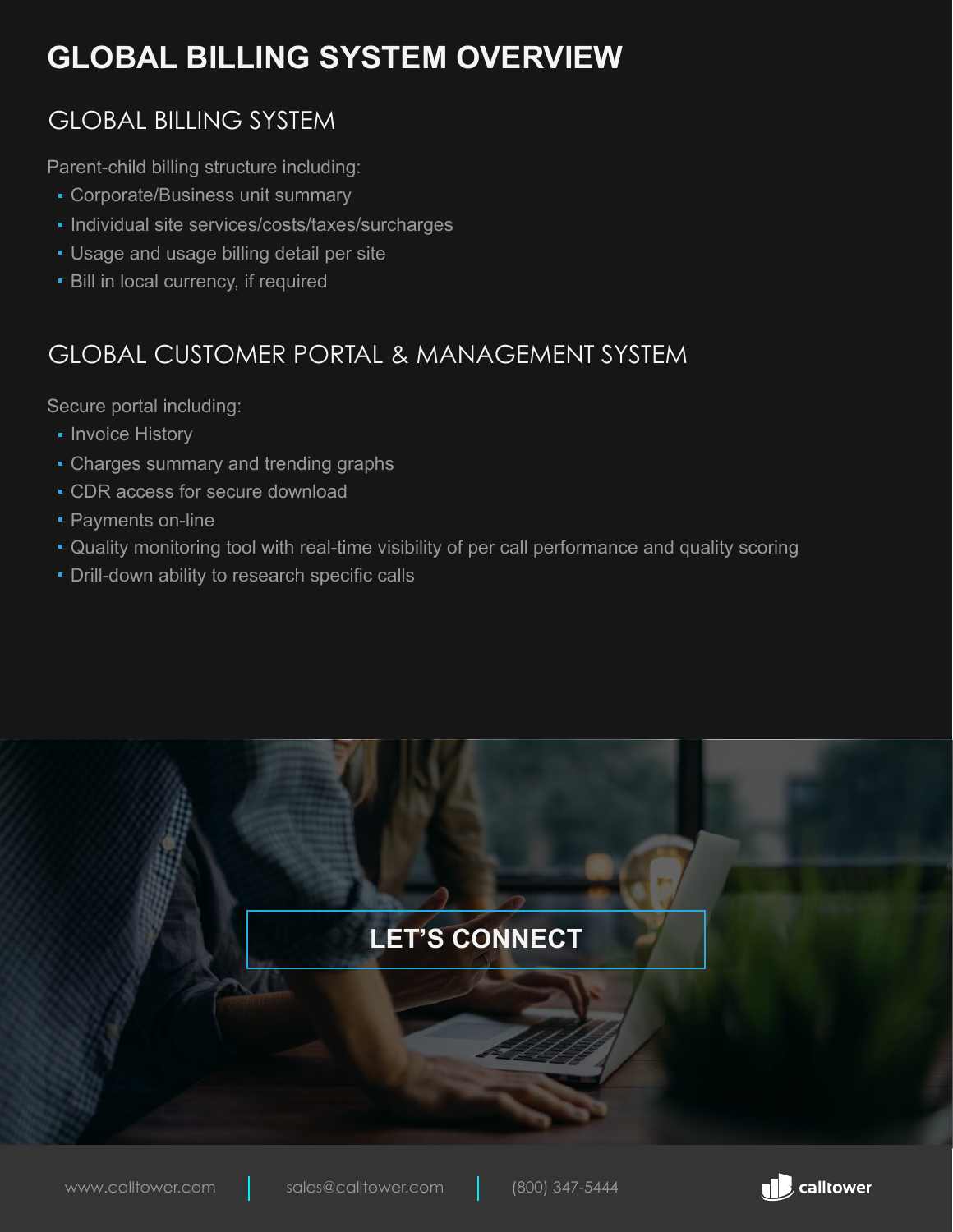# GLOBAL BILLING SYSTEM OVERVIEW

## GLOBAL BILLING SYSTEM

Parent-child billing structure including:

- Corporate/Business unit summary
- Individual site services/costs/taxes/surcharges
- Usage and usage billing detail per site
- Bill in local currency, if required

## GLOBAL CUSTOMER PORTAL & MANAGEMENT SYSTEM

Secure portal including:

- Invoice History
- Charges summary and trending graphs
- CDR access for secure download
- Payments on-line
- Quality monitoring tool with real-time visibility of per call performance and quality scoring
- Drill-down ability to research specific calls

**LET'S CONNECT**

www.calltower.com | sales@calltower.com | (800) 347-5444

calltower